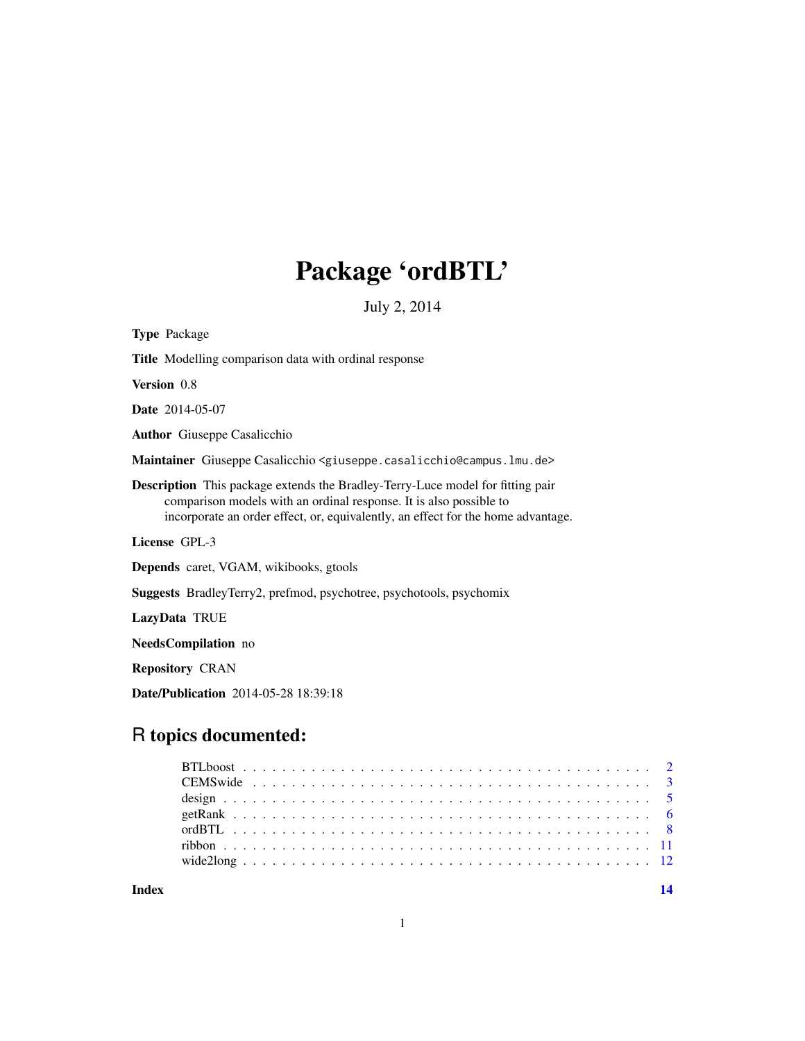# Package 'ordBTL'

July 2, 2014

**Type** Package

**Title** Modelling comparison data with ordinal response

**Version** 0.8

**Date** 2014-05-07

**Author** Giuseppe Casalicchio

**Maintainer** Giuseppe Casalicchio <giuseppe.casalicchio@campus.lmu.de>

**Description** This package extends the Bradley-Terry-Luce model for fitting pair comparison models with an ordinal response. It is also possible to incorporate an order effect, or, equivalently, an effect for the home advantage.

**License** GPL-3

**Depends** caret, VGAM, wikibooks, gtools

**Suggests** BradleyTerry2, prefmod, psychotree, psychotools, psychomix

**LazyData** TRUE

**NeedsCompilation** no

**Repository** CRAN

**Date/Publication** 2014-05-28 18:39:18

## R topics documented:

| | |
|---|---|
| BTLboost | 2 |
| CEMSwide | 3 |
| design | 5 |
| getRank | 6 |
| ordBTL | 8 |
| ribbon | 11 |
| wide2long | 12 |

**Index** **14**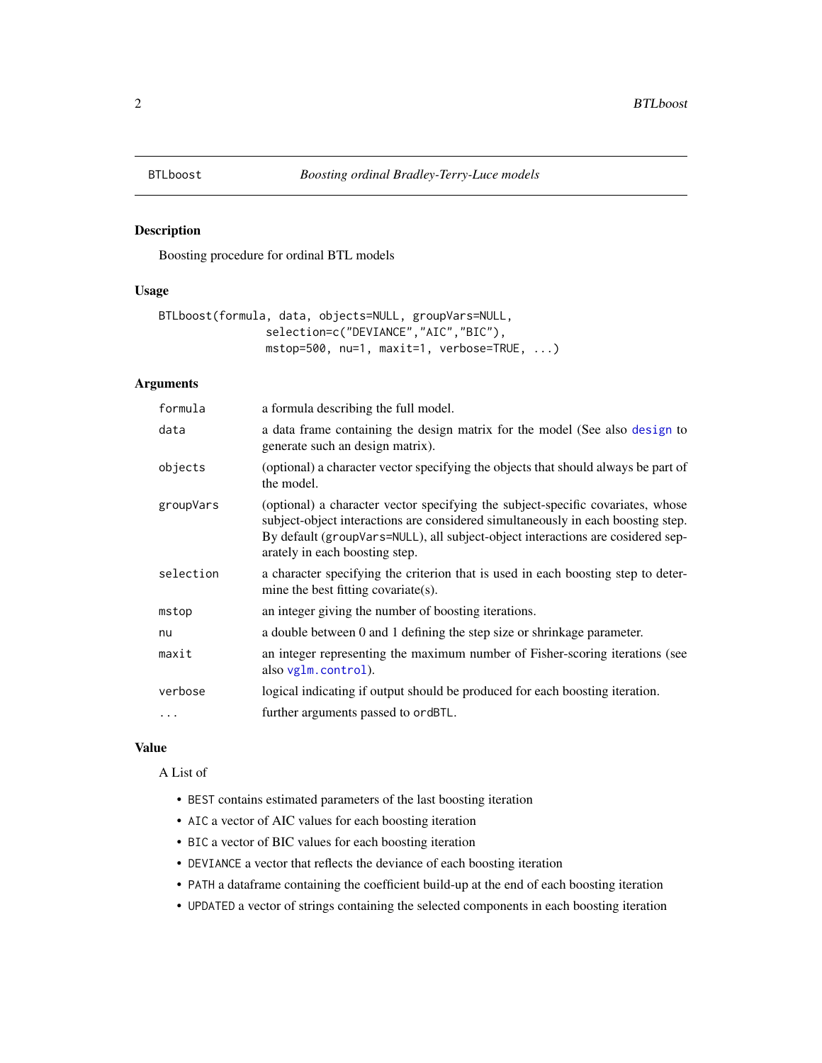## BTLboost — *Boosting ordinal Bradley-Terry-Luce models*

### Description

Boosting procedure for ordinal BTL models

### Usage

```
BTLboost(formula, data, objects=NULL, groupVars=NULL,
               selection=c("DEVIANCE","AIC","BIC"),
               mstop=500, nu=1, maxit=1, verbose=TRUE, ...)
```

### Arguments

| | |
|---|---|
| `formula` | a formula describing the full model. |
| `data` | a data frame containing the design matrix for the model (See also `design` to generate such an design matrix). |
| `objects` | (optional) a character vector specifying the objects that should always be part of the model. |
| `groupVars` | (optional) a character vector specifying the subject-specific covariates, whose subject-object interactions are considered simultaneously in each boosting step. By default (`groupVars=NULL`), all subject-object interactions are cosidered separately in each boosting step. |
| `selection` | a character specifying the criterion that is used in each boosting step to determine the best fitting covariate(s). |
| `mstop` | an integer giving the number of boosting iterations. |
| `nu` | a double between 0 and 1 defining the step size or shrinkage parameter. |
| `maxit` | an integer representing the maximum number of Fisher-scoring iterations (see also `vglm.control`). |
| `verbose` | logical indicating if output should be produced for each boosting iteration. |
| `...` | further arguments passed to `ordBTL`. |

### Value

A List of

- `BEST` contains estimated parameters of the last boosting iteration
- `AIC` a vector of AIC values for each boosting iteration
- `BIC` a vector of BIC values for each boosting iteration
- `DEVIANCE` a vector that reflects the deviance of each boosting iteration
- `PATH` a dataframe containing the coefficient build-up at the end of each boosting iteration
- `UPDATED` a vector of strings containing the selected components in each boosting iteration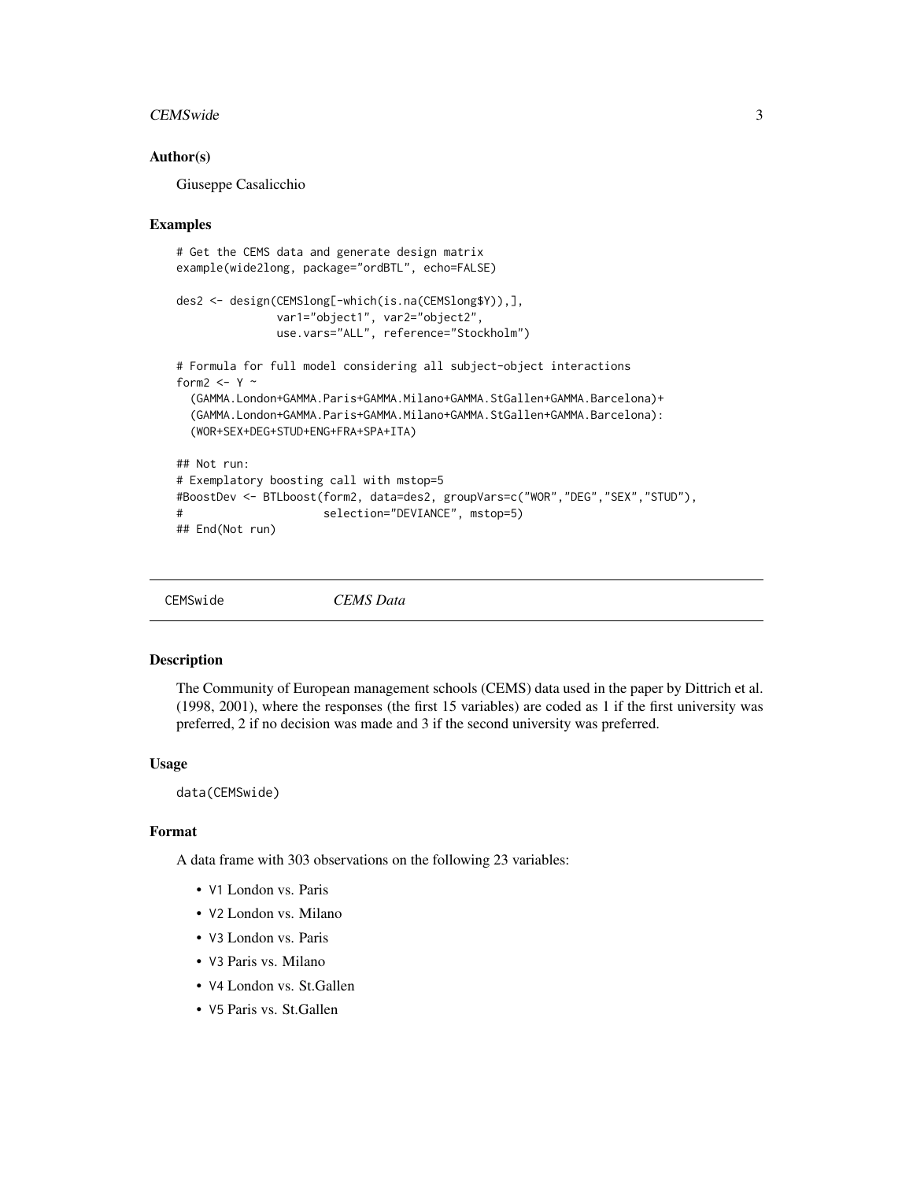### Author(s)

Giuseppe Casalicchio

### Examples

```
# Get the CEMS data and generate design matrix
example(wide2long, package="ordBTL", echo=FALSE)

des2 <- design(CEMSlong[-which(is.na(CEMSlong$Y)),],
               var1="object1", var2="object2",
               use.vars="ALL", reference="Stockholm")

# Formula for full model considering all subject-object interactions
form2 <- Y ~
  (GAMMA.London+GAMMA.Paris+GAMMA.Milano+GAMMA.StGallen+GAMMA.Barcelona)+
  (GAMMA.London+GAMMA.Paris+GAMMA.Milano+GAMMA.StGallen+GAMMA.Barcelona):
  (WOR+SEX+DEG+STUD+ENG+FRA+SPA+ITA)

## Not run:
# Exemplatory boosting call with mstop=5
#BoostDev <- BTLboost(form2, data=des2, groupVars=c("WOR","DEG","SEX","STUD"),
#                     selection="DEVIANCE", mstop=5)
## End(Not run)
```

---

## CEMSwide *CEMS Data*

### Description

The Community of European management schools (CEMS) data used in the paper by Dittrich et al. (1998, 2001), where the responses (the first 15 variables) are coded as 1 if the first university was preferred, 2 if no decision was made and 3 if the second university was preferred.

### Usage

```
data(CEMSwide)
```

### Format

A data frame with 303 observations on the following 23 variables:

- V1 London vs. Paris
- V2 London vs. Milano
- V3 London vs. Paris
- V3 Paris vs. Milano
- V4 London vs. St.Gallen
- V5 Paris vs. St.Gallen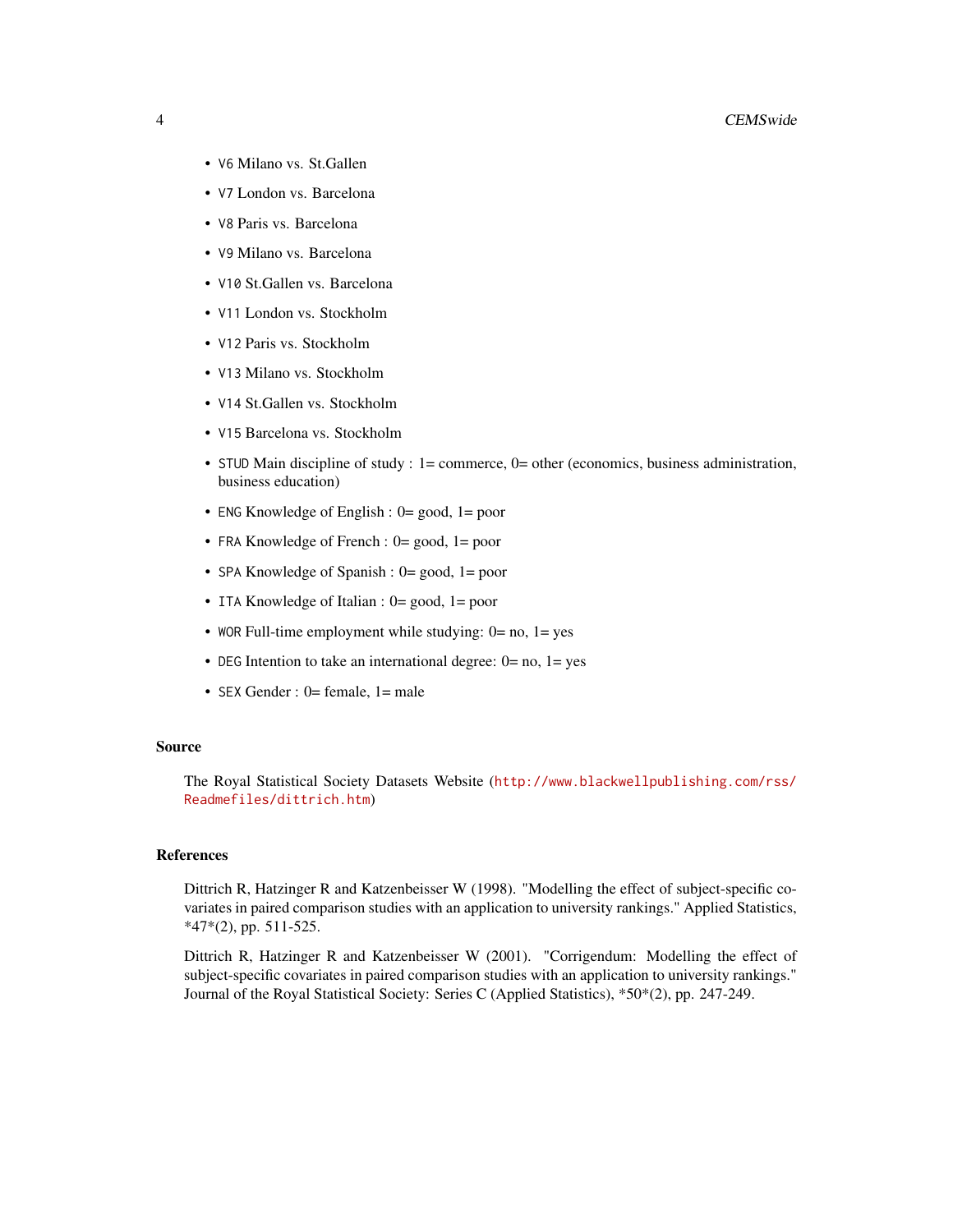- `V6` Milano vs. St.Gallen
- `V7` London vs. Barcelona
- `V8` Paris vs. Barcelona
- `V9` Milano vs. Barcelona
- `V10` St.Gallen vs. Barcelona
- `V11` London vs. Stockholm
- `V12` Paris vs. Stockholm
- `V13` Milano vs. Stockholm
- `V14` St.Gallen vs. Stockholm
- `V15` Barcelona vs. Stockholm
- `STUD` Main discipline of study : 1= commerce, 0= other (economics, business administration, business education)
- `ENG` Knowledge of English : 0= good, 1= poor
- `FRA` Knowledge of French : 0= good, 1= poor
- `SPA` Knowledge of Spanish : 0= good, 1= poor
- `ITA` Knowledge of Italian : 0= good, 1= poor
- `WOR` Full-time employment while studying: 0= no, 1= yes
- `DEG` Intention to take an international degree: 0= no, 1= yes
- `SEX` Gender : 0= female, 1= male

### Source

The Royal Statistical Society Datasets Website (http://www.blackwellpublishing.com/rss/Readmefiles/dittrich.htm)

### References

Dittrich R, Hatzinger R and Katzenbeisser W (1998). "Modelling the effect of subject-specific covariates in paired comparison studies with an application to university rankings." Applied Statistics, *47*(2), pp. 511-525.

Dittrich R, Hatzinger R and Katzenbeisser W (2001). "Corrigendum: Modelling the effect of subject-specific covariates in paired comparison studies with an application to university rankings." Journal of the Royal Statistical Society: Series C (Applied Statistics), *50*(2), pp. 247-249.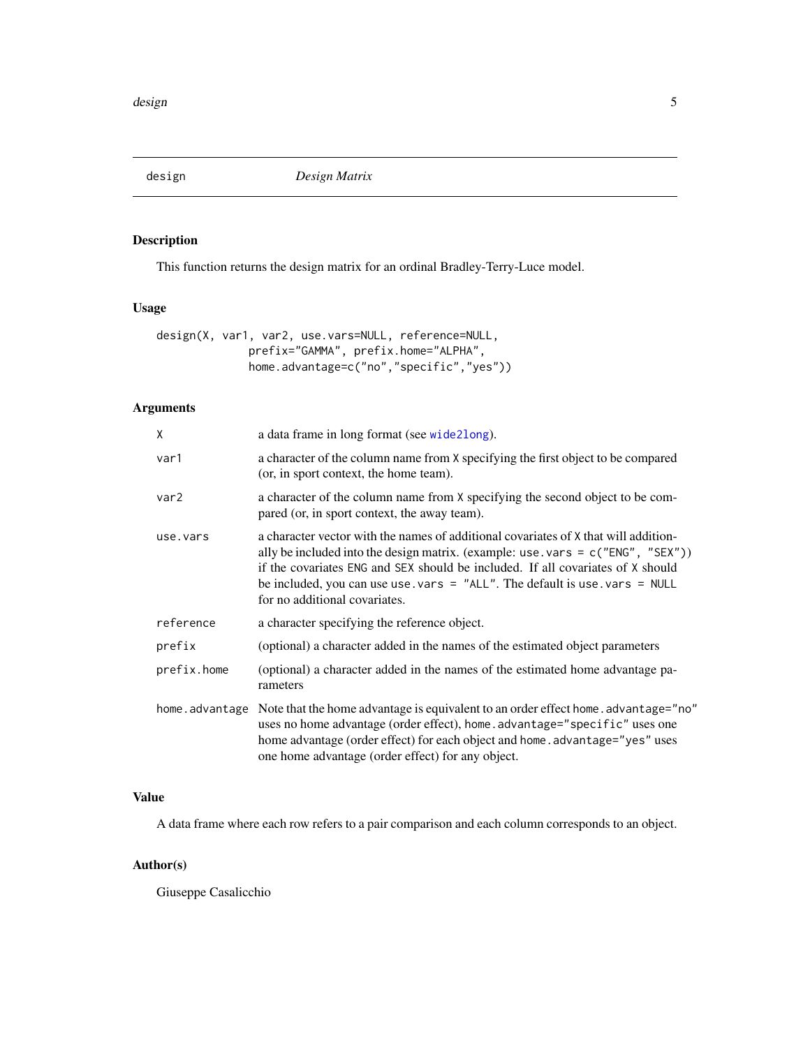# design — *Design Matrix*

## Description

This function returns the design matrix for an ordinal Bradley-Terry-Luce model.

## Usage

```
design(X, var1, var2, use.vars=NULL, reference=NULL,
             prefix="GAMMA", prefix.home="ALPHA",
             home.advantage=c("no","specific","yes"))
```

## Arguments

| | |
|---|---|
| `X` | a data frame in long format (see `wide2long`). |
| `var1` | a character of the column name from `X` specifying the first object to be compared (or, in sport context, the home team). |
| `var2` | a character of the column name from `X` specifying the second object to be compared (or, in sport context, the away team). |
| `use.vars` | a character vector with the names of additional covariates of `X` that will additionally be included into the design matrix. (example: `use.vars = c("ENG", "SEX")`) if the covariates `ENG` and `SEX` should be included. If all covariates of `X` should be included, you can use `use.vars = "ALL"`. The default is `use.vars = NULL` for no additional covariates. |
| `reference` | a character specifying the reference object. |
| `prefix` | (optional) a character added in the names of the estimated object parameters |
| `prefix.home` | (optional) a character added in the names of the estimated home advantage parameters |
| `home.advantage` | Note that the home advantage is equivalent to an order effect `home.advantage="no"` uses no home advantage (order effect), `home.advantage="specific"` uses one home advantage (order effect) for each object and `home.advantage="yes"` uses one home advantage (order effect) for any object. |

## Value

A data frame where each row refers to a pair comparison and each column corresponds to an object.

## Author(s)

Giuseppe Casalicchio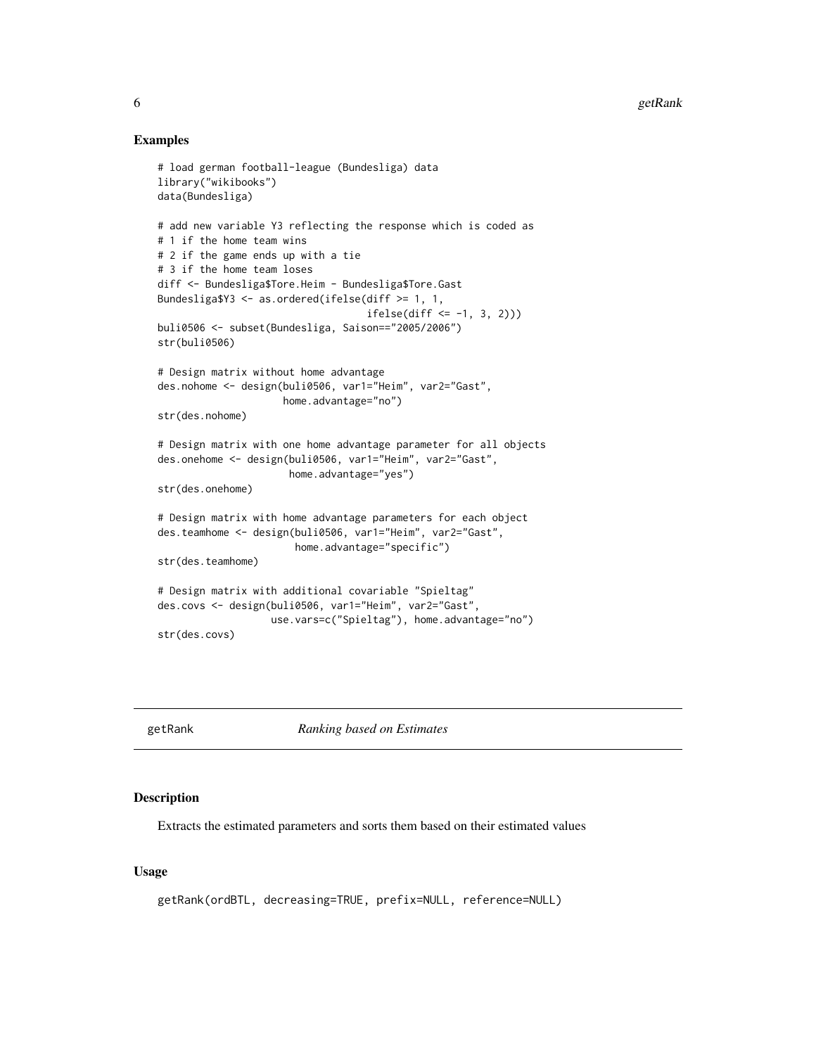## Examples

```
# load german football-league (Bundesliga) data
library("wikibooks")
data(Bundesliga)

# add new variable Y3 reflecting the response which is coded as
# 1 if the home team wins
# 2 if the game ends up with a tie
# 3 if the home team loses
diff <- Bundesliga$Tore.Heim - Bundesliga$Tore.Gast
Bundesliga$Y3 <- as.ordered(ifelse(diff >= 1, 1,
                                   ifelse(diff <= -1, 3, 2)))
buli0506 <- subset(Bundesliga, Saison=="2005/2006")
str(buli0506)

# Design matrix without home advantage
des.nohome <- design(buli0506, var1="Heim", var2="Gast",
                     home.advantage="no")
str(des.nohome)

# Design matrix with one home advantage parameter for all objects
des.onehome <- design(buli0506, var1="Heim", var2="Gast",
                      home.advantage="yes")
str(des.onehome)

# Design matrix with home advantage parameters for each object
des.teamhome <- design(buli0506, var1="Heim", var2="Gast",
                       home.advantage="specific")
str(des.teamhome)

# Design matrix with additional covariable "Spieltag"
des.covs <- design(buli0506, var1="Heim", var2="Gast",
                   use.vars=c("Spieltag"), home.advantage="no")
str(des.covs)
```

---

# getRank *Ranking based on Estimates*

---

## Description

Extracts the estimated parameters and sorts them based on their estimated values

## Usage

```
getRank(ordBTL, decreasing=TRUE, prefix=NULL, reference=NULL)
```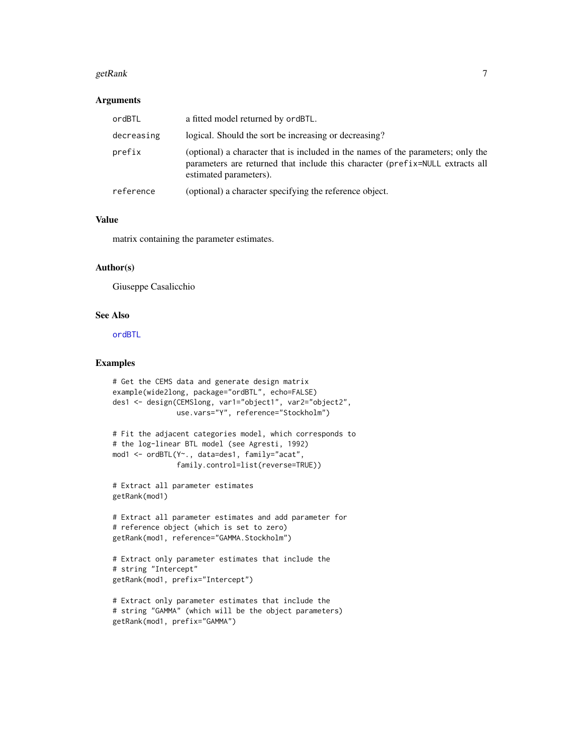## Arguments

| | |
|---|---|
| ordBTL | a fitted model returned by ordBTL. |
| decreasing | logical. Should the sort be increasing or decreasing? |
| prefix | (optional) a character that is included in the names of the parameters; only the parameters are returned that include this character (prefix=NULL extracts all estimated parameters). |
| reference | (optional) a character specifying the reference object. |

## Value

matrix containing the parameter estimates.

## Author(s)

Giuseppe Casalicchio

## See Also

ordBTL

## Examples

```
# Get the CEMS data and generate design matrix
example(wide2long, package="ordBTL", echo=FALSE)
des1 <- design(CEMSlong, var1="object1", var2="object2",
               use.vars="Y", reference="Stockholm")

# Fit the adjacent categories model, which corresponds to
# the log-linear BTL model (see Agresti, 1992)
mod1 <- ordBTL(Y~., data=des1, family="acat",
               family.control=list(reverse=TRUE))

# Extract all parameter estimates
getRank(mod1)

# Extract all parameter estimates and add parameter for
# reference object (which is set to zero)
getRank(mod1, reference="GAMMA.Stockholm")

# Extract only parameter estimates that include the
# string "Intercept"
getRank(mod1, prefix="Intercept")

# Extract only parameter estimates that include the
# string "GAMMA" (which will be the object parameters)
getRank(mod1, prefix="GAMMA")
```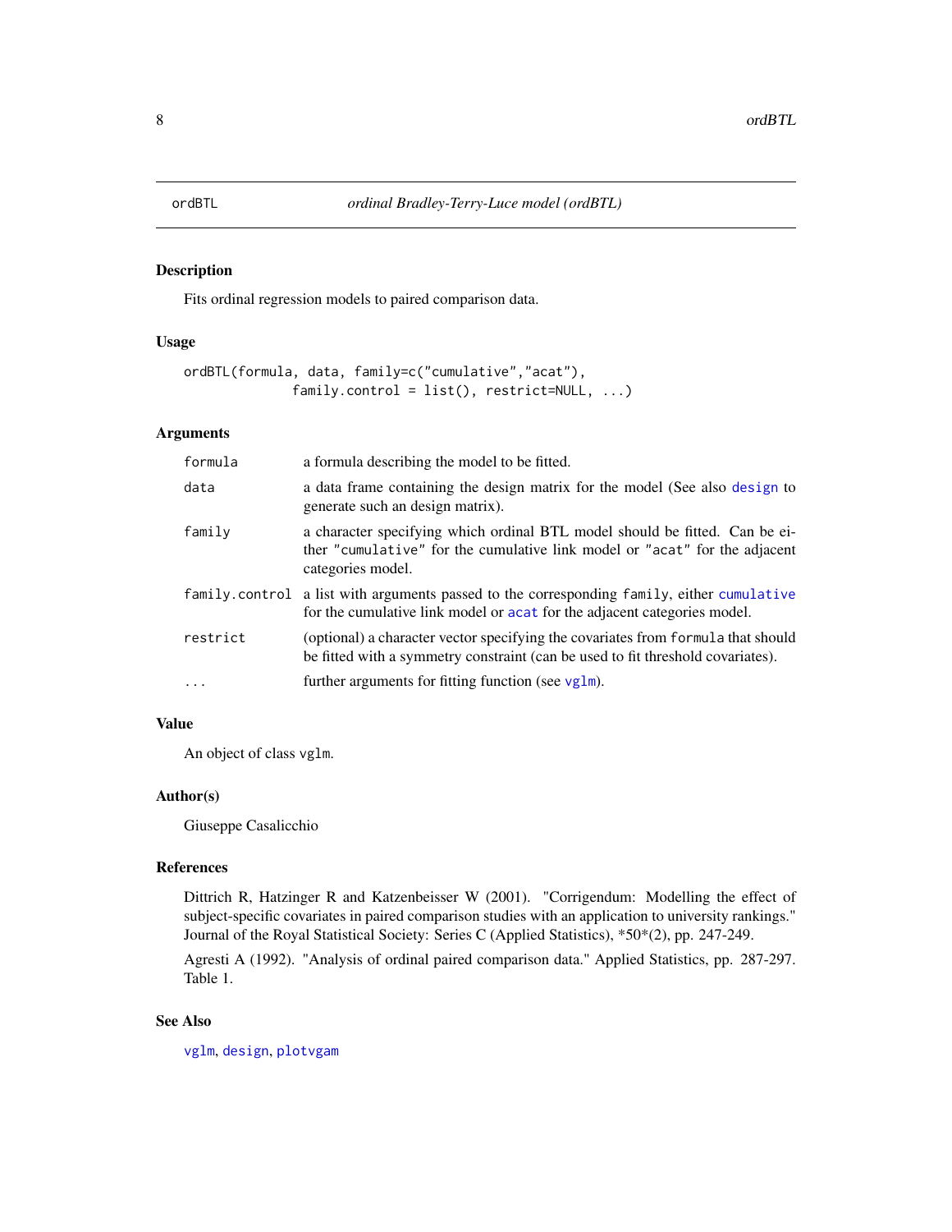ordBTL *ordinal Bradley-Terry-Luce model (ordBTL)*

## Description

Fits ordinal regression models to paired comparison data.

## Usage

```
ordBTL(formula, data, family=c("cumulative","acat"),
             family.control = list(), restrict=NULL, ...)
```

## Arguments

| | |
|---|---|
| formula | a formula describing the model to be fitted. |
| data | a data frame containing the design matrix for the model (See also design to generate such an design matrix). |
| family | a character specifying which ordinal BTL model should be fitted. Can be either "cumulative" for the cumulative link model or "acat" for the adjacent categories model. |
| family.control | a list with arguments passed to the corresponding family, either cumulative for the cumulative link model or acat for the adjacent categories model. |
| restrict | (optional) a character vector specifying the covariates from formula that should be fitted with a symmetry constraint (can be used to fit threshold covariates). |
| ... | further arguments for fitting function (see vglm). |

## Value

An object of class vglm.

## Author(s)

Giuseppe Casalicchio

## References

Dittrich R, Hatzinger R and Katzenbeisser W (2001). "Corrigendum: Modelling the effect of subject-specific covariates in paired comparison studies with an application to university rankings." Journal of the Royal Statistical Society: Series C (Applied Statistics), *50*(2), pp. 247-249.

Agresti A (1992). "Analysis of ordinal paired comparison data." Applied Statistics, pp. 287-297. Table 1.

## See Also

vglm, design, plotvgam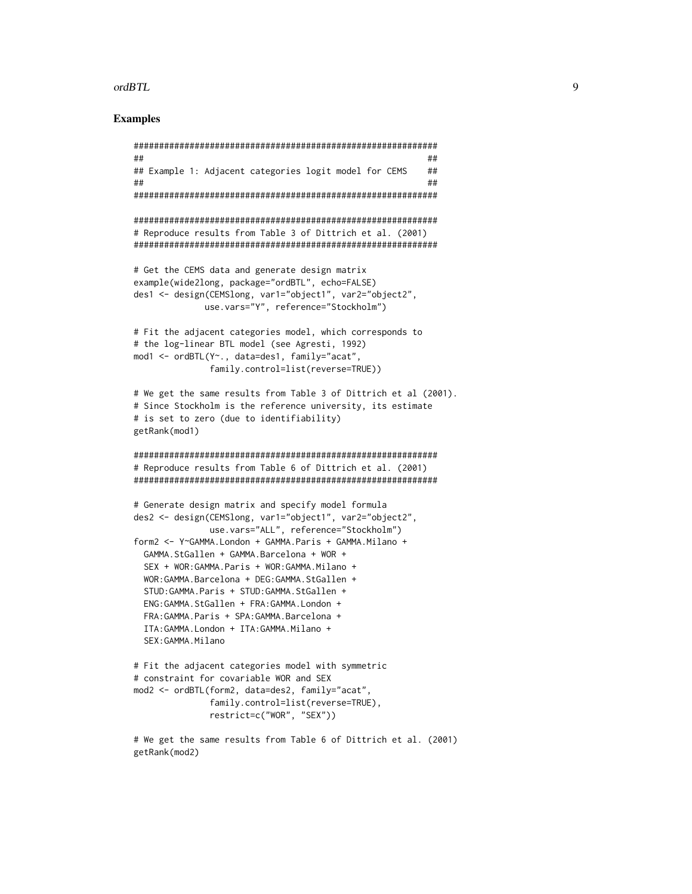## Examples

```
############################################################
##                                                        ##
## Example 1: Adjacent categories logit model for CEMS    ##
##                                                        ##
############################################################

############################################################
# Reproduce results from Table 3 of Dittrich et al. (2001)
############################################################

# Get the CEMS data and generate design matrix
example(wide2long, package="ordBTL", echo=FALSE)
des1 <- design(CEMSlong, var1="object1", var2="object2",
              use.vars="Y", reference="Stockholm")

# Fit the adjacent categories model, which corresponds to
# the log-linear BTL model (see Agresti, 1992)
mod1 <- ordBTL(Y~., data=des1, family="acat",
               family.control=list(reverse=TRUE))

# We get the same results from Table 3 of Dittrich et al (2001).
# Since Stockholm is the reference university, its estimate
# is set to zero (due to identifiability)
getRank(mod1)

############################################################
# Reproduce results from Table 6 of Dittrich et al. (2001)
############################################################

# Generate design matrix and specify model formula
des2 <- design(CEMSlong, var1="object1", var2="object2",
               use.vars="ALL", reference="Stockholm")
form2 <- Y~GAMMA.London + GAMMA.Paris + GAMMA.Milano +
  GAMMA.StGallen + GAMMA.Barcelona + WOR +
  SEX + WOR:GAMMA.Paris + WOR:GAMMA.Milano +
  WOR:GAMMA.Barcelona + DEG:GAMMA.StGallen +
  STUD:GAMMA.Paris + STUD:GAMMA.StGallen +
  ENG:GAMMA.StGallen + FRA:GAMMA.London +
  FRA:GAMMA.Paris + SPA:GAMMA.Barcelona +
  ITA:GAMMA.London + ITA:GAMMA.Milano +
  SEX:GAMMA.Milano

# Fit the adjacent categories model with symmetric
# constraint for covariable WOR and SEX
mod2 <- ordBTL(form2, data=des2, family="acat",
               family.control=list(reverse=TRUE),
               restrict=c("WOR", "SEX"))

# We get the same results from Table 6 of Dittrich et al. (2001)
getRank(mod2)
```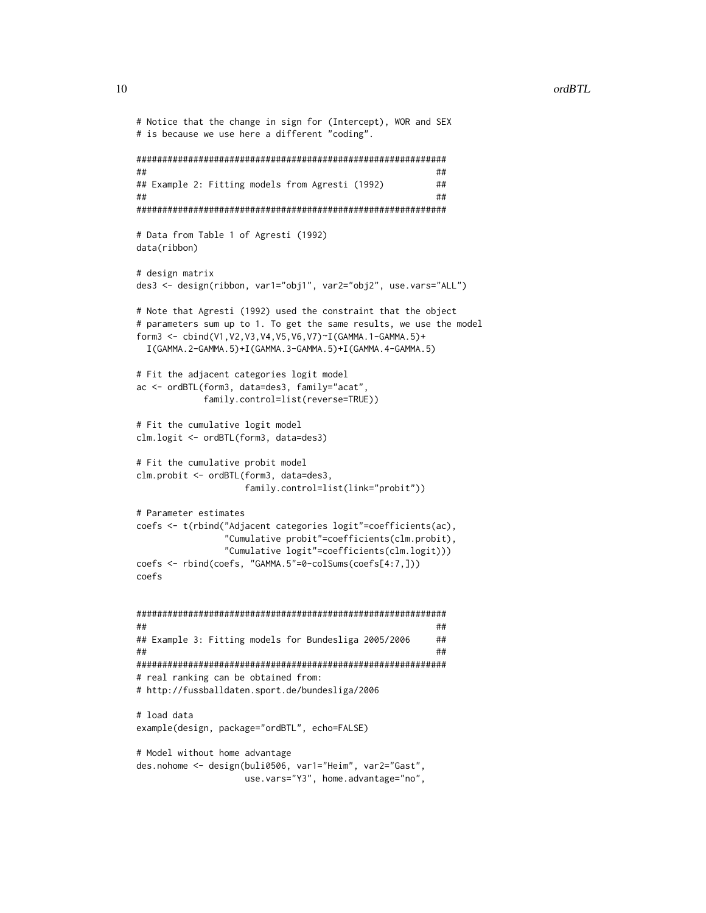```
# Notice that the change in sign for (Intercept), WOR and SEX
# is because we use here a different "coding".

############################################################
##                                                        ##
## Example 2: Fitting models from Agresti (1992)          ##
##                                                        ##
############################################################

# Data from Table 1 of Agresti (1992)
data(ribbon)

# design matrix
des3 <- design(ribbon, var1="obj1", var2="obj2", use.vars="ALL")

# Note that Agresti (1992) used the constraint that the object
# parameters sum up to 1. To get the same results, we use the model
form3 <- cbind(V1,V2,V3,V4,V5,V6,V7)~I(GAMMA.1-GAMMA.5)+
  I(GAMMA.2-GAMMA.5)+I(GAMMA.3-GAMMA.5)+I(GAMMA.4-GAMMA.5)

# Fit the adjacent categories logit model
ac <- ordBTL(form3, data=des3, family="acat",
             family.control=list(reverse=TRUE))

# Fit the cumulative logit model
clm.logit <- ordBTL(form3, data=des3)

# Fit the cumulative probit model
clm.probit <- ordBTL(form3, data=des3,
                     family.control=list(link="probit"))

# Parameter estimates
coefs <- t(rbind("Adjacent categories logit"=coefficients(ac),
                 "Cumulative probit"=coefficients(clm.probit),
                 "Cumulative logit"=coefficients(clm.logit)))
coefs <- rbind(coefs, "GAMMA.5"=0-colSums(coefs[4:7,]))
coefs


############################################################
##                                                        ##
## Example 3: Fitting models for Bundesliga 2005/2006     ##
##                                                        ##
############################################################
# real ranking can be obtained from:
# http://fussballdaten.sport.de/bundesliga/2006

# load data
example(design, package="ordBTL", echo=FALSE)

# Model without home advantage
des.nohome <- design(buli0506, var1="Heim", var2="Gast",
                     use.vars="Y3", home.advantage="no",
```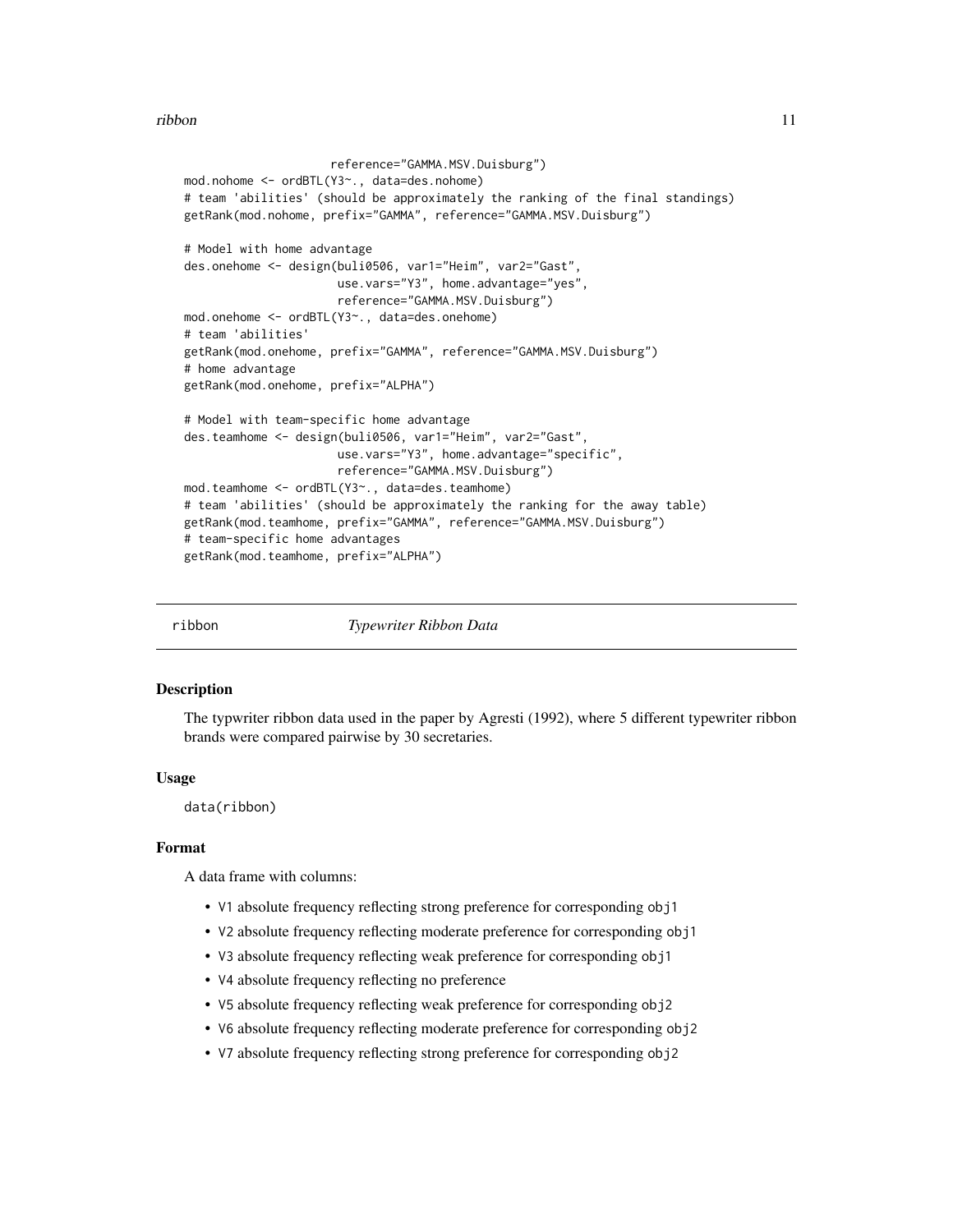```
                      reference="GAMMA.MSV.Duisburg")
mod.nohome <- ordBTL(Y3~., data=des.nohome)
# team 'abilities' (should be approximately the ranking of the final standings)
getRank(mod.nohome, prefix="GAMMA", reference="GAMMA.MSV.Duisburg")

# Model with home advantage
des.onehome <- design(buli0506, var1="Heim", var2="Gast",
                      use.vars="Y3", home.advantage="yes",
                      reference="GAMMA.MSV.Duisburg")
mod.onehome <- ordBTL(Y3~., data=des.onehome)
# team 'abilities'
getRank(mod.onehome, prefix="GAMMA", reference="GAMMA.MSV.Duisburg")
# home advantage
getRank(mod.onehome, prefix="ALPHA")

# Model with team-specific home advantage
des.teamhome <- design(buli0506, var1="Heim", var2="Gast",
                      use.vars="Y3", home.advantage="specific",
                      reference="GAMMA.MSV.Duisburg")
mod.teamhome <- ordBTL(Y3~., data=des.teamhome)
# team 'abilities' (should be approximately the ranking for the away table)
getRank(mod.teamhome, prefix="GAMMA", reference="GAMMA.MSV.Duisburg")
# team-specific home advantages
getRank(mod.teamhome, prefix="ALPHA")
```

## ribbon — *Typewriter Ribbon Data*

### Description

The typwriter ribbon data used in the paper by Agresti (1992), where 5 different typewriter ribbon brands were compared pairwise by 30 secretaries.

### Usage

```
data(ribbon)
```

### Format

A data frame with columns:

- V1 absolute frequency reflecting strong preference for corresponding obj1
- V2 absolute frequency reflecting moderate preference for corresponding obj1
- V3 absolute frequency reflecting weak preference for corresponding obj1
- V4 absolute frequency reflecting no preference
- V5 absolute frequency reflecting weak preference for corresponding obj2
- V6 absolute frequency reflecting moderate preference for corresponding obj2
- V7 absolute frequency reflecting strong preference for corresponding obj2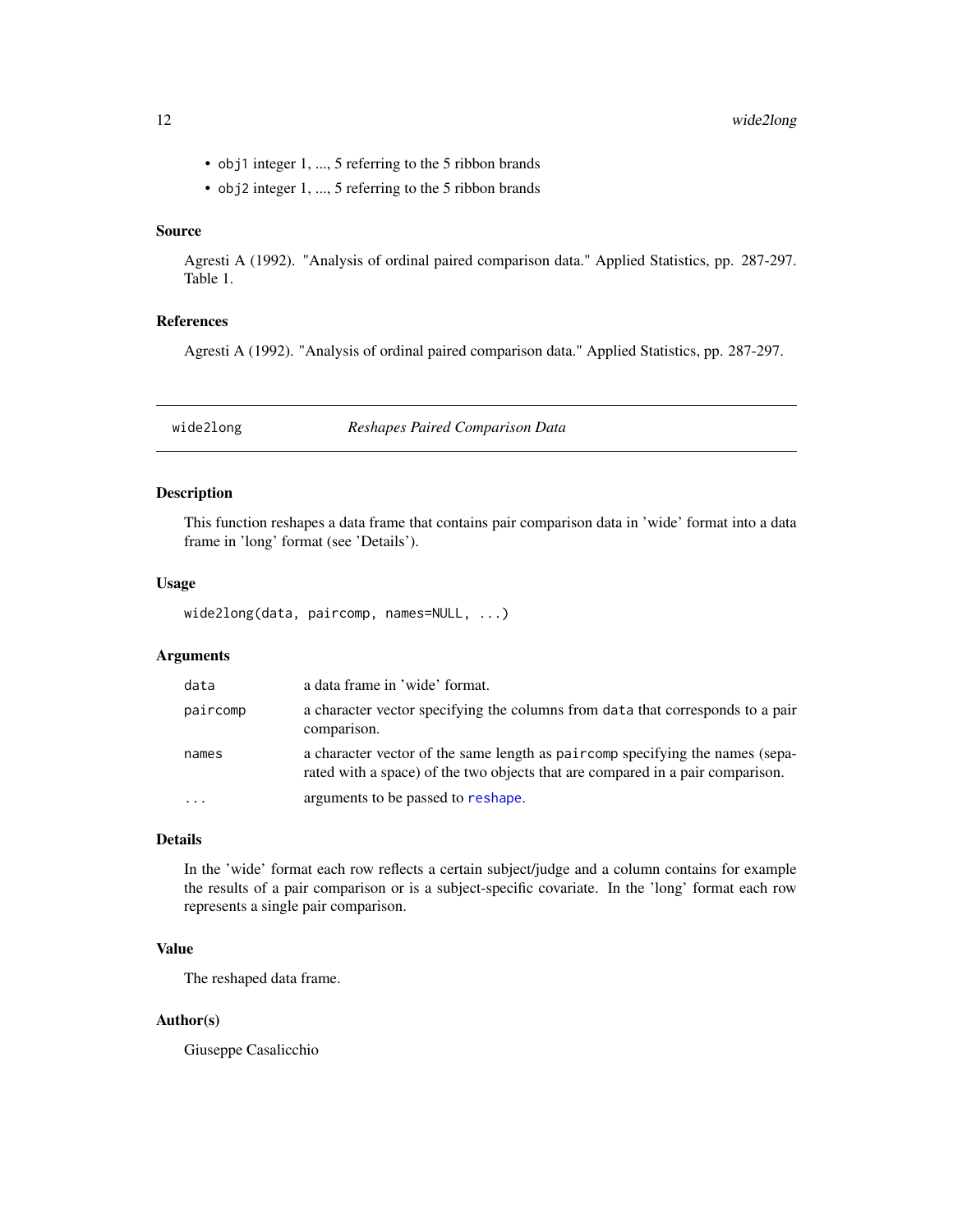- `obj1` integer 1, ..., 5 referring to the 5 ribbon brands
- `obj2` integer 1, ..., 5 referring to the 5 ribbon brands

### Source

Agresti A (1992). "Analysis of ordinal paired comparison data." Applied Statistics, pp. 287-297. Table 1.

### References

Agresti A (1992). "Analysis of ordinal paired comparison data." Applied Statistics, pp. 287-297.

---

## wide2long &nbsp;&nbsp;&nbsp; *Reshapes Paired Comparison Data*

---

### Description

This function reshapes a data frame that contains pair comparison data in 'wide' format into a data frame in 'long' format (see 'Details').

### Usage

```
wide2long(data, paircomp, names=NULL, ...)
```

### Arguments

| | |
|---|---|
| `data` | a data frame in 'wide' format. |
| `paircomp` | a character vector specifying the columns from `data` that corresponds to a pair comparison. |
| `names` | a character vector of the same length as `paircomp` specifying the names (separated with a space) of the two objects that are compared in a pair comparison. |
| `...` | arguments to be passed to `reshape`. |

### Details

In the 'wide' format each row reflects a certain subject/judge and a column contains for example the results of a pair comparison or is a subject-specific covariate. In the 'long' format each row represents a single pair comparison.

### Value

The reshaped data frame.

### Author(s)

Giuseppe Casalicchio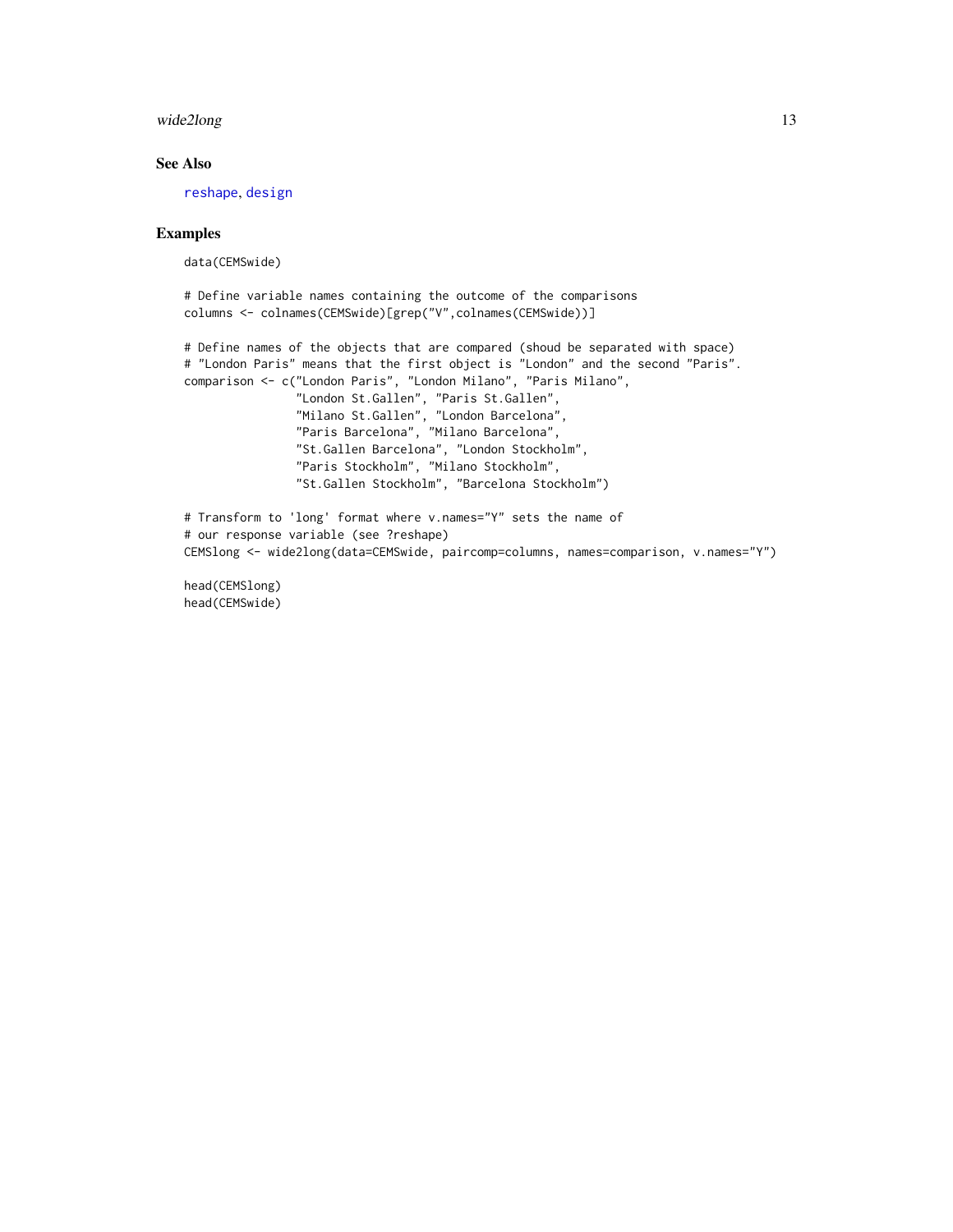## See Also

reshape, design

## Examples

```
data(CEMSwide)

# Define variable names containing the outcome of the comparisons
columns <- colnames(CEMSwide)[grep("V",colnames(CEMSwide))]

# Define names of the objects that are compared (shoud be separated with space)
# "London Paris" means that the first object is "London" and the second "Paris".
comparison <- c("London Paris", "London Milano", "Paris Milano",
                "London St.Gallen", "Paris St.Gallen",
                "Milano St.Gallen", "London Barcelona",
                "Paris Barcelona", "Milano Barcelona",
                "St.Gallen Barcelona", "London Stockholm",
                "Paris Stockholm", "Milano Stockholm",
                "St.Gallen Stockholm", "Barcelona Stockholm")

# Transform to 'long' format where v.names="Y" sets the name of
# our response variable (see ?reshape)
CEMSlong <- wide2long(data=CEMSwide, paircomp=columns, names=comparison, v.names="Y")

head(CEMSlong)
head(CEMSwide)
```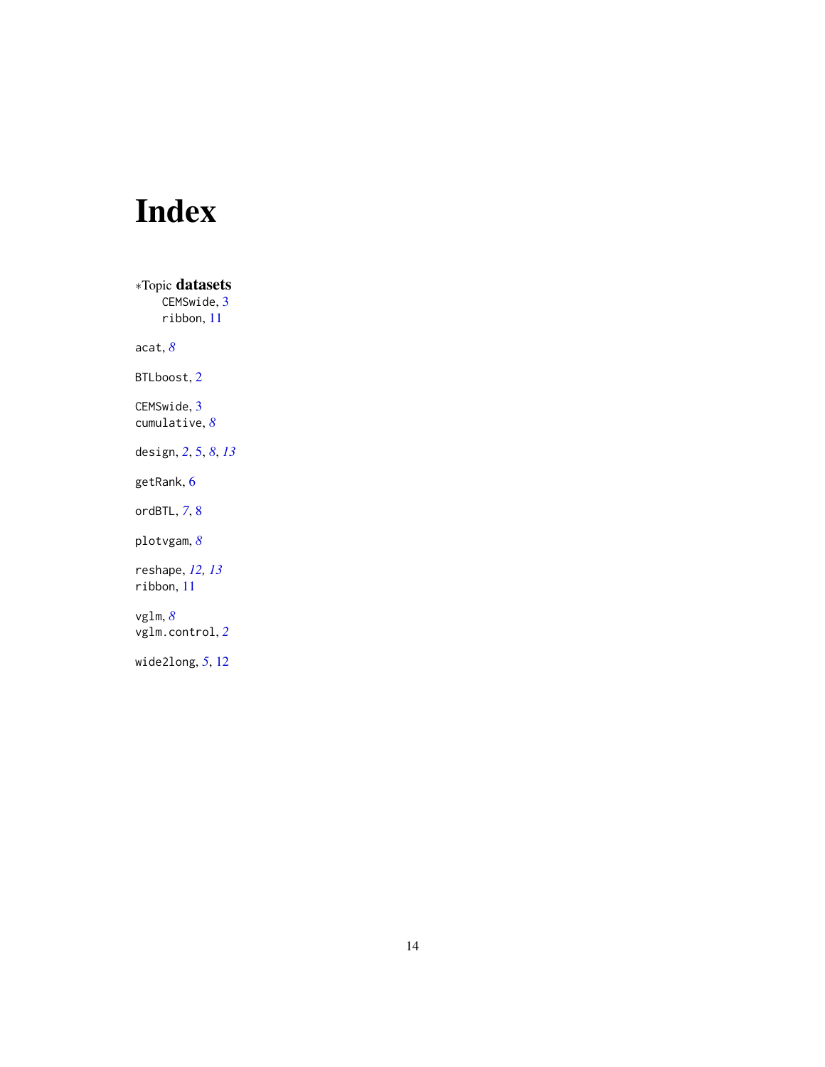# Index

*Topic **datasets**

- CEMSwide, 3
- ribbon, 11

acat, *8*

BTLboost, 2

CEMSwide, 3
cumulative, *8*

design, *2*, 5, *8*, *13*

getRank, 6

ordBTL, *7*, 8

plotvgam, *8*

reshape, *12, 13*
ribbon, 11

vglm, *8*
vglm.control, *2*

wide2long, *5*, 12